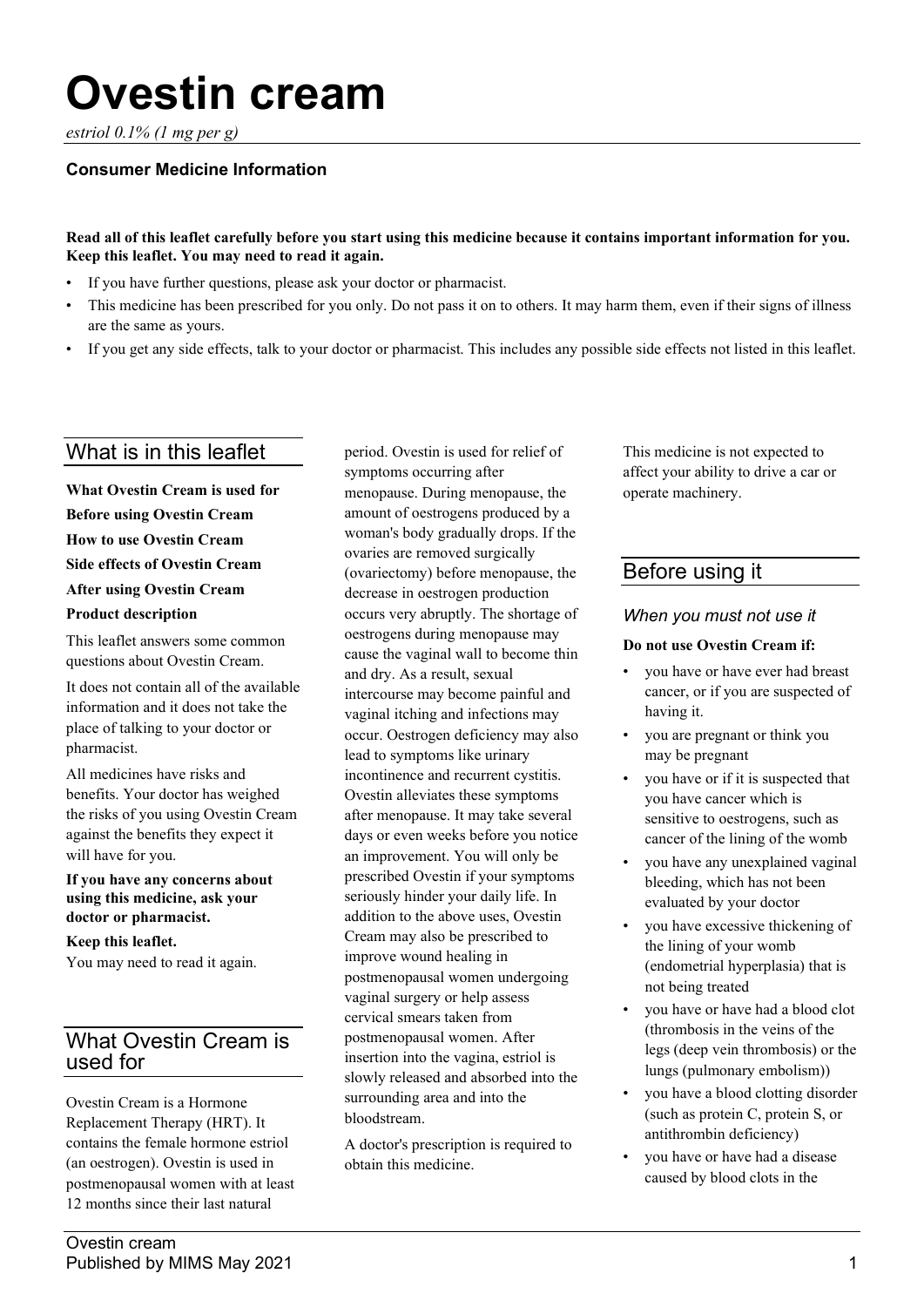# Ovestin cream

*estriol 0.1% (1 mg per g)*

**Consumer Medicine Information**

**Read all of this leaflet carefully before you start using this medicine because it contains important information for you. Keep this leaflet. You may need to read it again.**

- If you have further questions, please ask your doctor or pharmacist.
- This medicine has been prescribed for you only. Do not pass it on to others. It may harm them, even if their signs of illness are the same as yours.
- If you get any side effects, talk to your doctor or pharmacist. This includes any possible side effects not listed in this leaflet.

## What is in this leaflet

**What Ovestin Cream is used for**

**Before using Ovestin Cream**

**How to use Ovestin Cream**

**Side effects of Ovestin Cream**

**After using Ovestin Cream**

**Product description**

This leaflet answers some common questions about Ovestin Cream.

It does not contain all of the available information and it does not take the place of talking to your doctor or pharmacist.

All medicines have risks and benefits. Your doctor has weighed the risks of you using Ovestin Cream against the benefits they expect it will have for you.

**If you have any concerns about using this medicine, ask your doctor or pharmacist.**

**Keep this leaflet.**
You may need to read it again.

## What Ovestin Cream is used for

Ovestin Cream is a Hormone Replacement Therapy (HRT). It contains the female hormone estriol (an oestrogen). Ovestin is used in postmenopausal women with at least 12 months since their last natural period. Ovestin is used for relief of symptoms occurring after menopause. During menopause, the amount of oestrogens produced by a woman's body gradually drops. If the ovaries are removed surgically (ovariectomy) before menopause, the decrease in oestrogen production occurs very abruptly. The shortage of oestrogens during menopause may cause the vaginal wall to become thin and dry. As a result, sexual intercourse may become painful and vaginal itching and infections may occur. Oestrogen deficiency may also lead to symptoms like urinary incontinence and recurrent cystitis. Ovestin alleviates these symptoms after menopause. It may take several days or even weeks before you notice an improvement. You will only be prescribed Ovestin if your symptoms seriously hinder your daily life. In addition to the above uses, Ovestin Cream may also be prescribed to improve wound healing in postmenopausal women undergoing vaginal surgery or help assess cervical smears taken from postmenopausal women. After insertion into the vagina, estriol is slowly released and absorbed into the surrounding area and into the bloodstream.

A doctor's prescription is required to obtain this medicine.

This medicine is not expected to affect your ability to drive a car or operate machinery.

## Before using it

### When you must not use it

**Do not use Ovestin Cream if:**

- you have or have ever had breast cancer, or if you are suspected of having it.
- you are pregnant or think you may be pregnant
- you have or if it is suspected that you have cancer which is sensitive to oestrogens, such as cancer of the lining of the womb
- you have any unexplained vaginal bleeding, which has not been evaluated by your doctor
- you have excessive thickening of the lining of your womb (endometrial hyperplasia) that is not being treated
- you have or have had a blood clot (thrombosis in the veins of the legs (deep vein thrombosis) or the lungs (pulmonary embolism))
- you have a blood clotting disorder (such as protein C, protein S, or antithrombin deficiency)
- you have or have had a disease caused by blood clots in the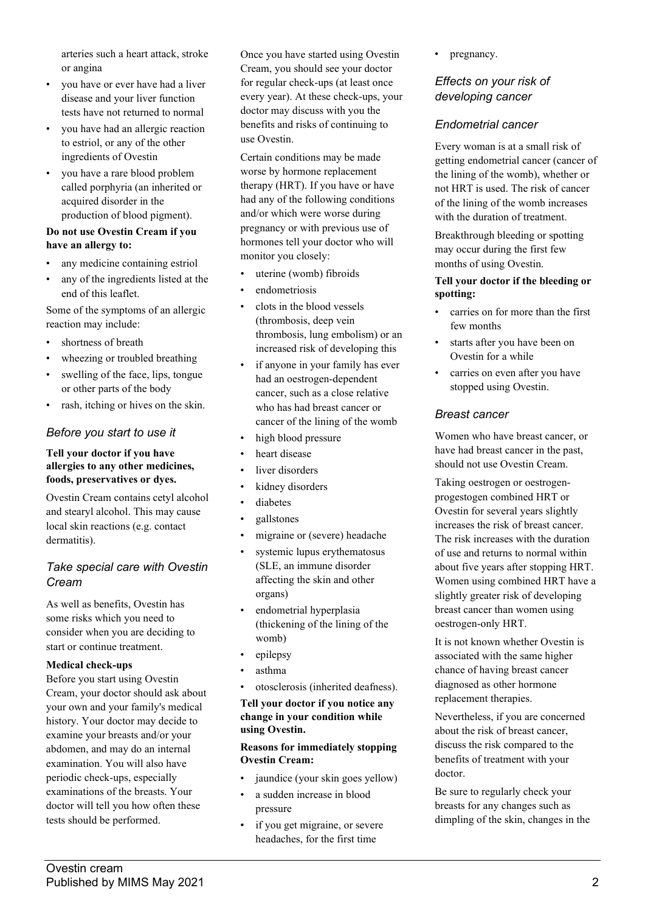arteries such a heart attack, stroke or angina

- you have or ever have had a liver disease and your liver function tests have not returned to normal
- you have had an allergic reaction to estriol, or any of the other ingredients of Ovestin
- you have a rare blood problem called porphyria (an inherited or acquired disorder in the production of blood pigment).

**Do not use Ovestin Cream if you have an allergy to:**

- any medicine containing estriol
- any of the ingredients listed at the end of this leaflet.

Some of the symptoms of an allergic reaction may include:

- shortness of breath
- wheezing or troubled breathing
- swelling of the face, lips, tongue or other parts of the body
- rash, itching or hives on the skin.

### *Before you start to use it*

**Tell your doctor if you have allergies to any other medicines, foods, preservatives or dyes.**

Ovestin Cream contains cetyl alcohol and stearyl alcohol. This may cause local skin reactions (e.g. contact dermatitis).

### *Take special care with Ovestin Cream*

As well as benefits, Ovestin has some risks which you need to consider when you are deciding to start or continue treatment.

**Medical check-ups**

Before you start using Ovestin Cream, your doctor should ask about your own and your family's medical history. Your doctor may decide to examine your breasts and/or your abdomen, and may do an internal examination. You will also have periodic check-ups, especially examinations of the breasts. Your doctor will tell you how often these tests should be performed.

Once you have started using Ovestin Cream, you should see your doctor for regular check-ups (at least once every year). At these check-ups, your doctor may discuss with you the benefits and risks of continuing to use Ovestin.

Certain conditions may be made worse by hormone replacement therapy (HRT). If you have or have had any of the following conditions and/or which were worse during pregnancy or with previous use of hormones tell your doctor who will monitor you closely:

- uterine (womb) fibroids
- endometriosis
- clots in the blood vessels (thrombosis, deep vein thrombosis, lung embolism) or an increased risk of developing this
- if anyone in your family has ever had an oestrogen-dependent cancer, such as a close relative who has had breast cancer or cancer of the lining of the womb
- high blood pressure
- heart disease
- liver disorders
- kidney disorders
- diabetes
- gallstones
- migraine or (severe) headache
- systemic lupus erythematosus (SLE, an immune disorder affecting the skin and other organs)
- endometrial hyperplasia (thickening of the lining of the womb)
- epilepsy
- asthma
- otosclerosis (inherited deafness).

**Tell your doctor if you notice any change in your condition while using Ovestin.**

**Reasons for immediately stopping Ovestin Cream:**

- jaundice (your skin goes yellow)
- a sudden increase in blood pressure
- if you get migraine, or severe headaches, for the first time
- pregnancy.

### *Effects on your risk of developing cancer*

### *Endometrial cancer*

Every woman is at a small risk of getting endometrial cancer (cancer of the lining of the womb), whether or not HRT is used. The risk of cancer of the lining of the womb increases with the duration of treatment.

Breakthrough bleeding or spotting may occur during the first few months of using Ovestin.

**Tell your doctor if the bleeding or spotting:**

- carries on for more than the first few months
- starts after you have been on Ovestin for a while
- carries on even after you have stopped using Ovestin.

### *Breast cancer*

Women who have breast cancer, or have had breast cancer in the past, should not use Ovestin Cream.

Taking oestrogen or oestrogen-progestogen combined HRT or Ovestin for several years slightly increases the risk of breast cancer. The risk increases with the duration of use and returns to normal within about five years after stopping HRT. Women using combined HRT have a slightly greater risk of developing breast cancer than women using oestrogen-only HRT.

It is not known whether Ovestin is associated with the same higher chance of having breast cancer diagnosed as other hormone replacement therapies.

Nevertheless, if you are concerned about the risk of breast cancer, discuss the risk compared to the benefits of treatment with your doctor.

Be sure to regularly check your breasts for any changes such as dimpling of the skin, changes in the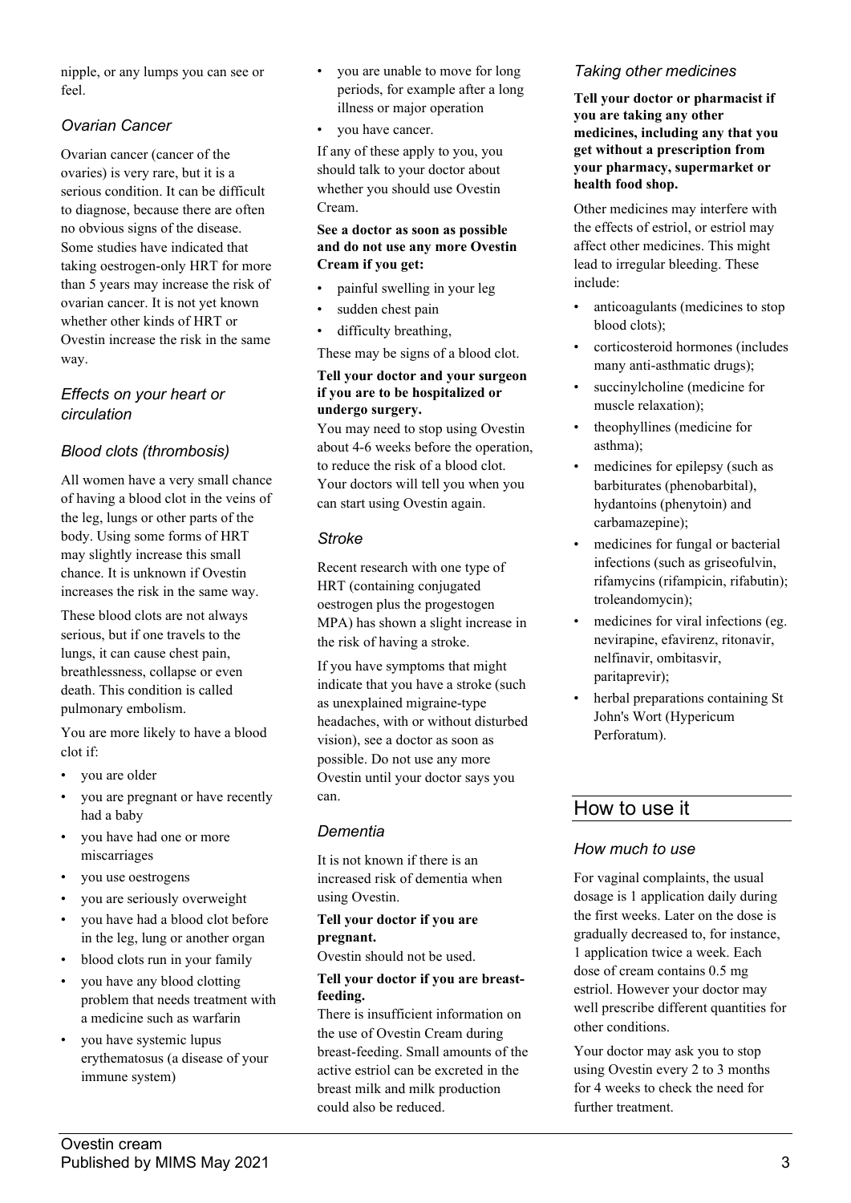nipple, or any lumps you can see or feel.

### *Ovarian Cancer*

Ovarian cancer (cancer of the ovaries) is very rare, but it is a serious condition. It can be difficult to diagnose, because there are often no obvious signs of the disease. Some studies have indicated that taking oestrogen-only HRT for more than 5 years may increase the risk of ovarian cancer. It is not yet known whether other kinds of HRT or Ovestin increase the risk in the same way.

### *Effects on your heart or circulation*

### *Blood clots (thrombosis)*

All women have a very small chance of having a blood clot in the veins of the leg, lungs or other parts of the body. Using some forms of HRT may slightly increase this small chance. It is unknown if Ovestin increases the risk in the same way.

These blood clots are not always serious, but if one travels to the lungs, it can cause chest pain, breathlessness, collapse or even death. This condition is called pulmonary embolism.

You are more likely to have a blood clot if:

- you are older
- you are pregnant or have recently had a baby
- you have had one or more miscarriages
- you use oestrogens
- you are seriously overweight
- you have had a blood clot before in the leg, lung or another organ
- blood clots run in your family
- you have any blood clotting problem that needs treatment with a medicine such as warfarin
- you have systemic lupus erythematosus (a disease of your immune system)
- you are unable to move for long periods, for example after a long illness or major operation
- you have cancer.

If any of these apply to you, you should talk to your doctor about whether you should use Ovestin Cream.

**See a doctor as soon as possible and do not use any more Ovestin Cream if you get:**

- painful swelling in your leg
- sudden chest pain
- difficulty breathing,

These may be signs of a blood clot.

**Tell your doctor and your surgeon if you are to be hospitalized or undergo surgery.**

You may need to stop using Ovestin about 4-6 weeks before the operation, to reduce the risk of a blood clot. Your doctors will tell you when you can start using Ovestin again.

### *Stroke*

Recent research with one type of HRT (containing conjugated oestrogen plus the progestogen MPA) has shown a slight increase in the risk of having a stroke.

If you have symptoms that might indicate that you have a stroke (such as unexplained migraine-type headaches, with or without disturbed vision), see a doctor as soon as possible. Do not use any more Ovestin until your doctor says you can.

### *Dementia*

It is not known if there is an increased risk of dementia when using Ovestin.

**Tell your doctor if you are pregnant.**

Ovestin should not be used.

**Tell your doctor if you are breast-feeding.**

There is insufficient information on the use of Ovestin Cream during breast-feeding. Small amounts of the active estriol can be excreted in the breast milk and milk production could also be reduced.

### *Taking other medicines*

**Tell your doctor or pharmacist if you are taking any other medicines, including any that you get without a prescription from your pharmacy, supermarket or health food shop.**

Other medicines may interfere with the effects of estriol, or estriol may affect other medicines. This might lead to irregular bleeding. These include:

- anticoagulants (medicines to stop blood clots);
- corticosteroid hormones (includes many anti-asthmatic drugs);
- succinylcholine (medicine for muscle relaxation);
- theophyllines (medicine for asthma);
- medicines for epilepsy (such as barbiturates (phenobarbital), hydantoins (phenytoin) and carbamazepine);
- medicines for fungal or bacterial infections (such as griseofulvin, rifamycins (rifampicin, rifabutin); troleandomycin);
- medicines for viral infections (eg. nevirapine, efavirenz, ritonavir, nelfinavir, ombitasvir, paritaprevir);
- herbal preparations containing St John's Wort (Hypericum Perforatum).

## How to use it

### *How much to use*

For vaginal complaints, the usual dosage is 1 application daily during the first weeks. Later on the dose is gradually decreased to, for instance, 1 application twice a week. Each dose of cream contains 0.5 mg estriol. However your doctor may well prescribe different quantities for other conditions.

Your doctor may ask you to stop using Ovestin every 2 to 3 months for 4 weeks to check the need for further treatment.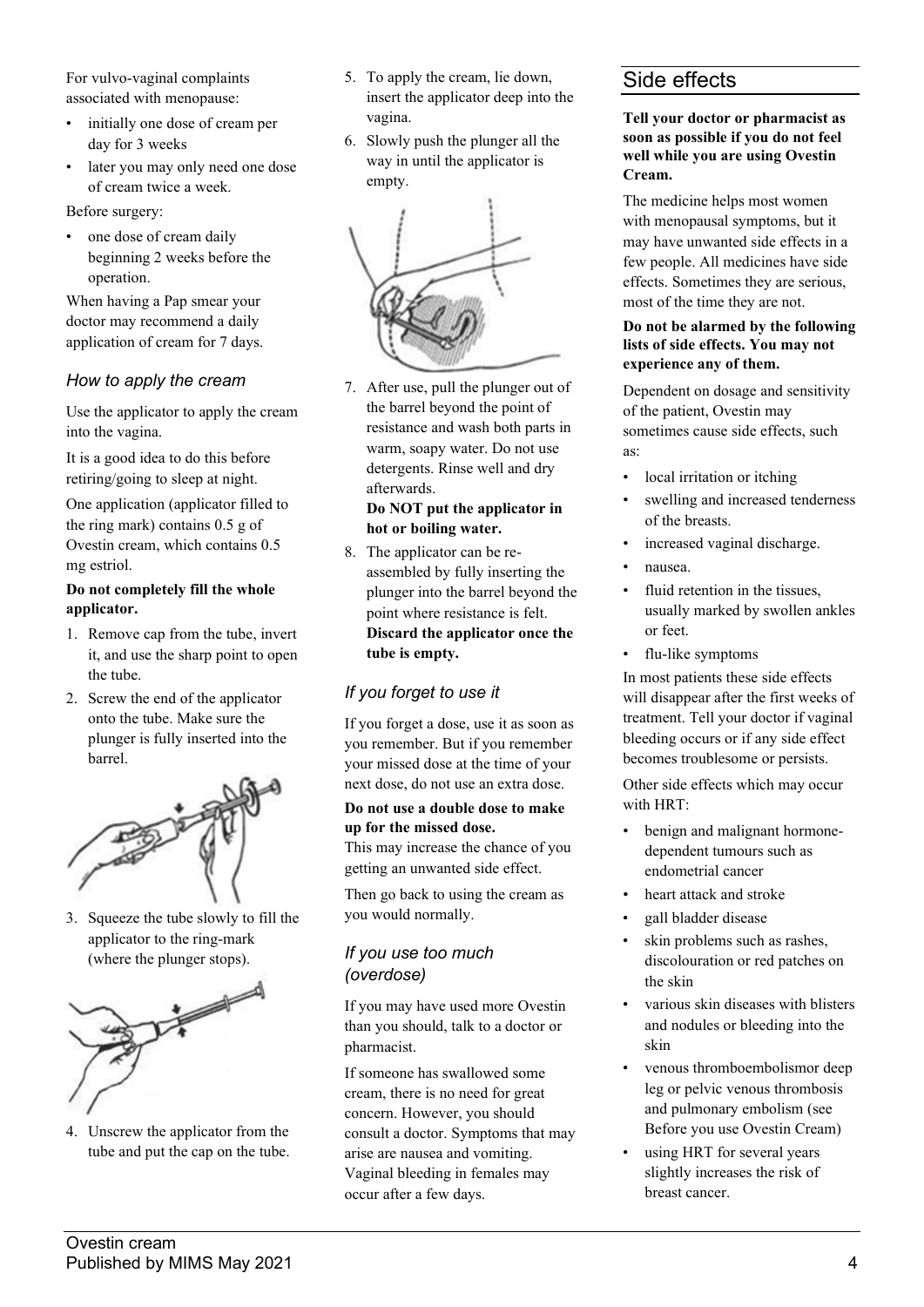For vulvo-vaginal complaints associated with menopause:

- initially one dose of cream per day for 3 weeks
- later you may only need one dose of cream twice a week.

Before surgery:

- one dose of cream daily beginning 2 weeks before the operation.

When having a Pap smear your doctor may recommend a daily application of cream for 7 days.

### *How to apply the cream*

Use the applicator to apply the cream into the vagina.

It is a good idea to do this before retiring/going to sleep at night.

One application (applicator filled to the ring mark) contains 0.5 g of Ovestin cream, which contains 0.5 mg estriol.

**Do not completely fill the whole applicator.**

1. Remove cap from the tube, invert it, and use the sharp point to open the tube.
2. Screw the end of the applicator onto the tube. Make sure the plunger is fully inserted into the barrel.
3. Squeeze the tube slowly to fill the applicator to the ring-mark (where the plunger stops).
4. Unscrew the applicator from the tube and put the cap on the tube.
5. To apply the cream, lie down, insert the applicator deep into the vagina.
6. Slowly push the plunger all the way in until the applicator is empty.
7. After use, pull the plunger out of the barrel beyond the point of resistance and wash both parts in warm, soapy water. Do not use detergents. Rinse well and dry afterwards.
   **Do NOT put the applicator in hot or boiling water.**
8. The applicator can be re-assembled by fully inserting the plunger into the barrel beyond the point where resistance is felt. **Discard the applicator once the tube is empty.**

### *If you forget to use it*

If you forget a dose, use it as soon as you remember. But if you remember your missed dose at the time of your next dose, do not use an extra dose.

**Do not use a double dose to make up for the missed dose.**
This may increase the chance of you getting an unwanted side effect.

Then go back to using the cream as you would normally.

### *If you use too much (overdose)*

If you may have used more Ovestin than you should, talk to a doctor or pharmacist.

If someone has swallowed some cream, there is no need for great concern. However, you should consult a doctor. Symptoms that may arise are nausea and vomiting. Vaginal bleeding in females may occur after a few days.

## Side effects

**Tell your doctor or pharmacist as soon as possible if you do not feel well while you are using Ovestin Cream.**

The medicine helps most women with menopausal symptoms, but it may have unwanted side effects in a few people. All medicines have side effects. Sometimes they are serious, most of the time they are not.

**Do not be alarmed by the following lists of side effects. You may not experience any of them.**

Dependent on dosage and sensitivity of the patient, Ovestin may sometimes cause side effects, such as:

- local irritation or itching
- swelling and increased tenderness of the breasts.
- increased vaginal discharge.
- nausea.
- fluid retention in the tissues, usually marked by swollen ankles or feet.
- flu-like symptoms

In most patients these side effects will disappear after the first weeks of treatment. Tell your doctor if vaginal bleeding occurs or if any side effect becomes troublesome or persists.

Other side effects which may occur with HRT:

- benign and malignant hormone-dependent tumours such as endometrial cancer
- heart attack and stroke
- gall bladder disease
- skin problems such as rashes, discolouration or red patches on the skin
- various skin diseases with blisters and nodules or bleeding into the skin
- venous thromboembolismor deep leg or pelvic venous thrombosis and pulmonary embolism (see Before you use Ovestin Cream)
- using HRT for several years slightly increases the risk of breast cancer.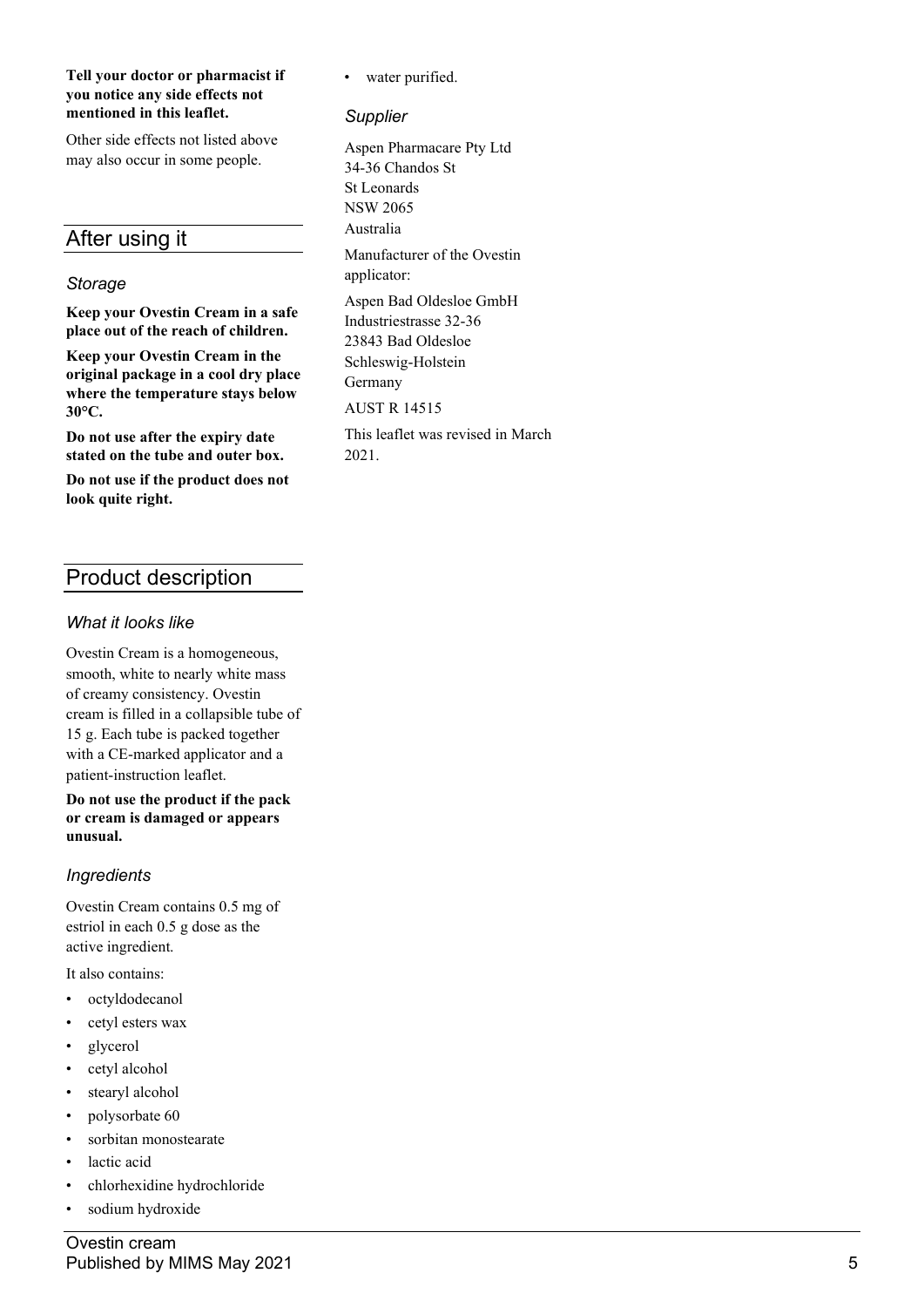**Tell your doctor or pharmacist if you notice any side effects not mentioned in this leaflet.**

Other side effects not listed above may also occur in some people.

## After using it

### Storage

**Keep your Ovestin Cream in a safe place out of the reach of children.**

**Keep your Ovestin Cream in the original package in a cool dry place where the temperature stays below 30°C.**

**Do not use after the expiry date stated on the tube and outer box.**

**Do not use if the product does not look quite right.**

## Product description

### What it looks like

Ovestin Cream is a homogeneous, smooth, white to nearly white mass of creamy consistency. Ovestin cream is filled in a collapsible tube of 15 g. Each tube is packed together with a CE-marked applicator and a patient-instruction leaflet.

**Do not use the product if the pack or cream is damaged or appears unusual.**

### Ingredients

Ovestin Cream contains 0.5 mg of estriol in each 0.5 g dose as the active ingredient.

It also contains:

- octyldodecanol
- cetyl esters wax
- glycerol
- cetyl alcohol
- stearyl alcohol
- polysorbate 60
- sorbitan monostearate
- lactic acid
- chlorhexidine hydrochloride
- sodium hydroxide
- water purified.

### Supplier

Aspen Pharmacare Pty Ltd
34-36 Chandos St
St Leonards
NSW 2065
Australia

Manufacturer of the Ovestin applicator:

Aspen Bad Oldesloe GmbH
Industriestrasse 32-36
23843 Bad Oldesloe
Schleswig-Holstein
Germany

AUST R 14515

This leaflet was revised in March 2021.